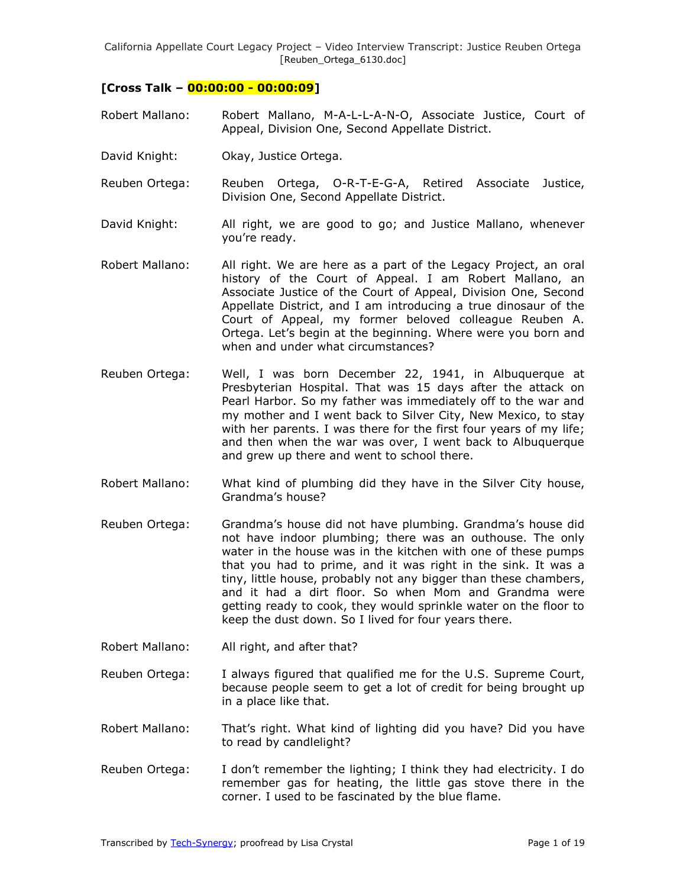**[Cross Talk – 00:00:00 - 00:00:09]**

Robert Mallano: Robert Mallano, M-A-L-L-A-N-O, Associate Justice, Court of Appeal, Division One, Second Appellate District.

David Knight: Okay, Justice Ortega.

Reuben Ortega: Reuben Ortega, O-R-T-E-G-A, Retired Associate Justice, Division One, Second Appellate District.

David Knight: All right, we are good to go; and Justice Mallano, whenever you're ready.

Robert Mallano: All right. We are here as a part of the Legacy Project, an oral history of the Court of Appeal. I am Robert Mallano, an Associate Justice of the Court of Appeal, Division One, Second Appellate District, and I am introducing a true dinosaur of the Court of Appeal, my former beloved colleague Reuben A. Ortega. Let's begin at the beginning. Where were you born and when and under what circumstances?

Reuben Ortega: Well, I was born December 22, 1941, in Albuquerque at Presbyterian Hospital. That was 15 days after the attack on Pearl Harbor. So my father was immediately off to the war and my mother and I went back to Silver City, New Mexico, to stay with her parents. I was there for the first four years of my life; and then when the war was over, I went back to Albuquerque and grew up there and went to school there.

Robert Mallano: What kind of plumbing did they have in the Silver City house, Grandma's house?

Reuben Ortega: Grandma's house did not have plumbing. Grandma's house did not have indoor plumbing; there was an outhouse. The only water in the house was in the kitchen with one of these pumps that you had to prime, and it was right in the sink. It was a tiny, little house, probably not any bigger than these chambers, and it had a dirt floor. So when Mom and Grandma were getting ready to cook, they would sprinkle water on the floor to keep the dust down. So I lived for four years there.

Robert Mallano: All right, and after that?

Reuben Ortega: I always figured that qualified me for the U.S. Supreme Court, because people seem to get a lot of credit for being brought up in a place like that.

Robert Mallano: That's right. What kind of lighting did you have? Did you have to read by candlelight?

Reuben Ortega: I don't remember the lighting; I think they had electricity. I do remember gas for heating, the little gas stove there in the corner. I used to be fascinated by the blue flame.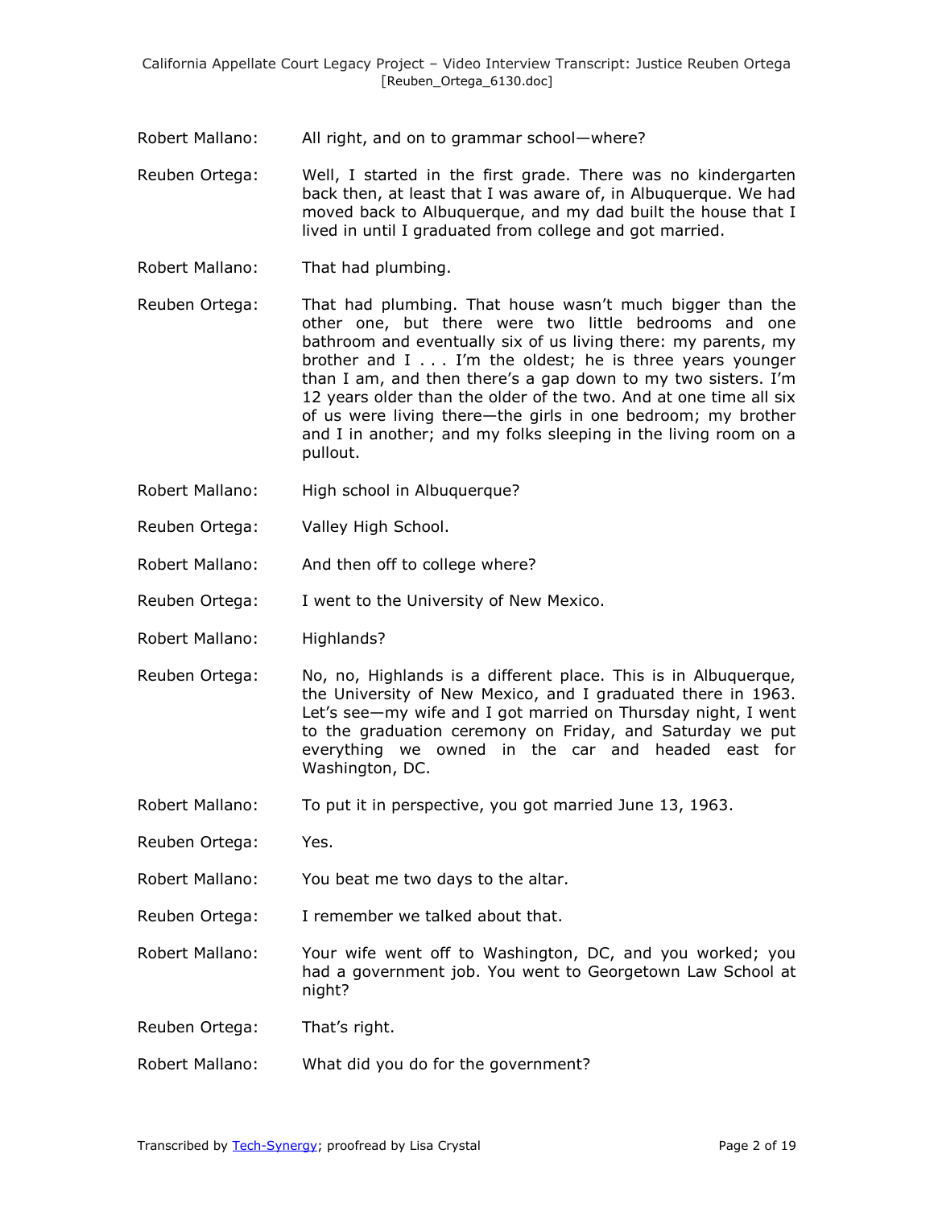Robert Mallano: All right, and on to grammar school—where?

Reuben Ortega: Well, I started in the first grade. There was no kindergarten back then, at least that I was aware of, in Albuquerque. We had moved back to Albuquerque, and my dad built the house that I lived in until I graduated from college and got married.

Robert Mallano: That had plumbing.

Reuben Ortega: That had plumbing. That house wasn't much bigger than the other one, but there were two little bedrooms and one bathroom and eventually six of us living there: my parents, my brother and I . . . I'm the oldest; he is three years younger than I am, and then there's a gap down to my two sisters. I'm 12 years older than the older of the two. And at one time all six of us were living there—the girls in one bedroom; my brother and I in another; and my folks sleeping in the living room on a pullout.

Robert Mallano: High school in Albuquerque?

Reuben Ortega: Valley High School.

Robert Mallano: And then off to college where?

Reuben Ortega: I went to the University of New Mexico.

Robert Mallano: Highlands?

Reuben Ortega: No, no, Highlands is a different place. This is in Albuquerque, the University of New Mexico, and I graduated there in 1963. Let's see—my wife and I got married on Thursday night, I went to the graduation ceremony on Friday, and Saturday we put everything we owned in the car and headed east for Washington, DC.

Robert Mallano: To put it in perspective, you got married June 13, 1963.

Reuben Ortega: Yes.

Robert Mallano: You beat me two days to the altar.

Reuben Ortega: I remember we talked about that.

Robert Mallano: Your wife went off to Washington, DC, and you worked; you had a government job. You went to Georgetown Law School at night?

Reuben Ortega: That's right.

Robert Mallano: What did you do for the government?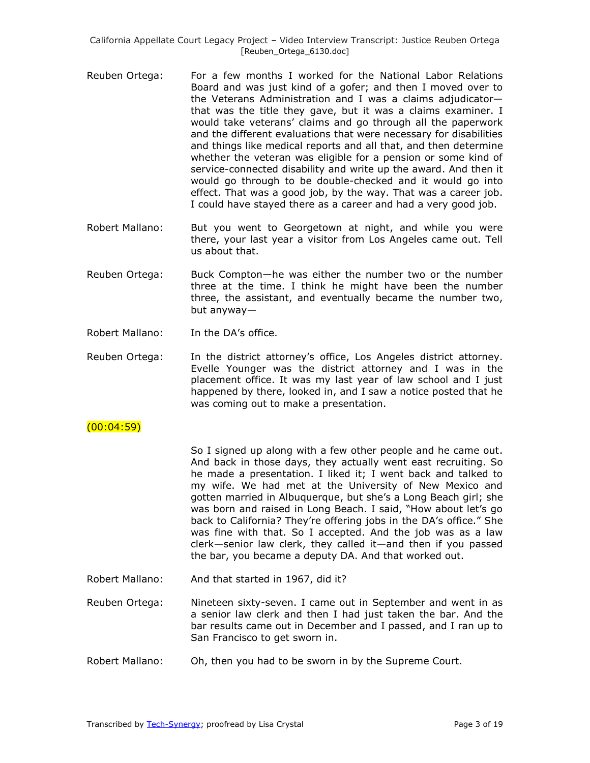Reuben Ortega: For a few months I worked for the National Labor Relations Board and was just kind of a gofer; and then I moved over to the Veterans Administration and I was a claims adjudicator—that was the title they gave, but it was a claims examiner. I would take veterans' claims and go through all the paperwork and the different evaluations that were necessary for disabilities and things like medical reports and all that, and then determine whether the veteran was eligible for a pension or some kind of service-connected disability and write up the award. And then it would go through to be double-checked and it would go into effect. That was a good job, by the way. That was a career job. I could have stayed there as a career and had a very good job.

Robert Mallano: But you went to Georgetown at night, and while you were there, your last year a visitor from Los Angeles came out. Tell us about that.

Reuben Ortega: Buck Compton—he was either the number two or the number three at the time. I think he might have been the number three, the assistant, and eventually became the number two, but anyway—

Robert Mallano: In the DA's office.

Reuben Ortega: In the district attorney's office, Los Angeles district attorney. Evelle Younger was the district attorney and I was in the placement office. It was my last year of law school and I just happened by there, looked in, and I saw a notice posted that he was coming out to make a presentation.

(00:04:59)

So I signed up along with a few other people and he came out. And back in those days, they actually went east recruiting. So he made a presentation. I liked it; I went back and talked to my wife. We had met at the University of New Mexico and gotten married in Albuquerque, but she's a Long Beach girl; she was born and raised in Long Beach. I said, "How about let's go back to California? They're offering jobs in the DA's office." She was fine with that. So I accepted. And the job was as a law clerk—senior law clerk, they called it—and then if you passed the bar, you became a deputy DA. And that worked out.

Robert Mallano: And that started in 1967, did it?

Reuben Ortega: Nineteen sixty-seven. I came out in September and went in as a senior law clerk and then I had just taken the bar. And the bar results came out in December and I passed, and I ran up to San Francisco to get sworn in.

Robert Mallano: Oh, then you had to be sworn in by the Supreme Court.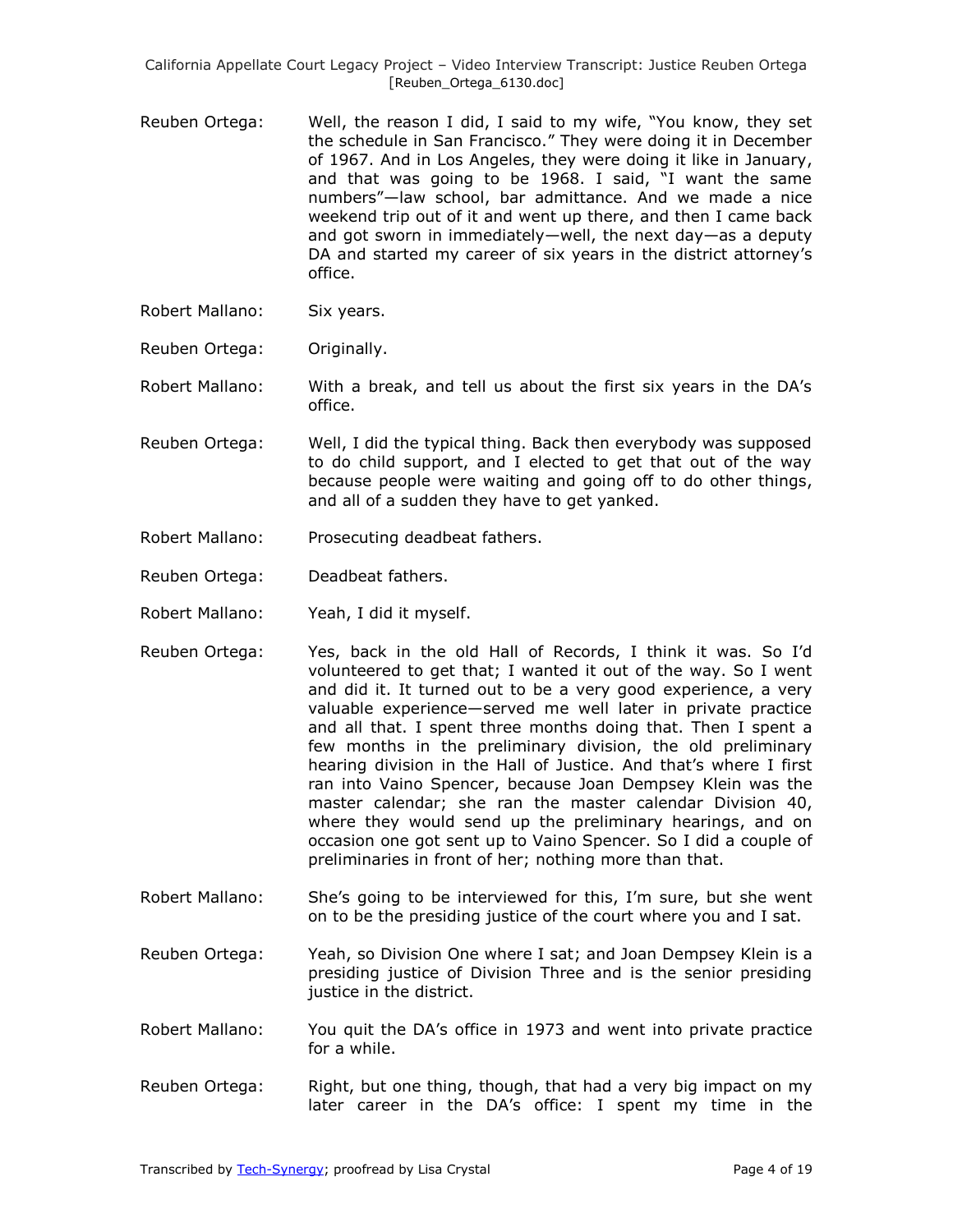Reuben Ortega: Well, the reason I did, I said to my wife, "You know, they set the schedule in San Francisco." They were doing it in December of 1967. And in Los Angeles, they were doing it like in January, and that was going to be 1968. I said, "I want the same numbers"—law school, bar admittance. And we made a nice weekend trip out of it and went up there, and then I came back and got sworn in immediately—well, the next day—as a deputy DA and started my career of six years in the district attorney's office.

Robert Mallano: Six years.

Reuben Ortega: Originally.

Robert Mallano: With a break, and tell us about the first six years in the DA's office.

Reuben Ortega: Well, I did the typical thing. Back then everybody was supposed to do child support, and I elected to get that out of the way because people were waiting and going off to do other things, and all of a sudden they have to get yanked.

Robert Mallano: Prosecuting deadbeat fathers.

Reuben Ortega: Deadbeat fathers.

Robert Mallano: Yeah, I did it myself.

Reuben Ortega: Yes, back in the old Hall of Records, I think it was. So I'd volunteered to get that; I wanted it out of the way. So I went and did it. It turned out to be a very good experience, a very valuable experience—served me well later in private practice and all that. I spent three months doing that. Then I spent a few months in the preliminary division, the old preliminary hearing division in the Hall of Justice. And that's where I first ran into Vaino Spencer, because Joan Dempsey Klein was the master calendar; she ran the master calendar Division 40, where they would send up the preliminary hearings, and on occasion one got sent up to Vaino Spencer. So I did a couple of preliminaries in front of her; nothing more than that.

Robert Mallano: She's going to be interviewed for this, I'm sure, but she went on to be the presiding justice of the court where you and I sat.

Reuben Ortega: Yeah, so Division One where I sat; and Joan Dempsey Klein is a presiding justice of Division Three and is the senior presiding justice in the district.

Robert Mallano: You quit the DA's office in 1973 and went into private practice for a while.

Reuben Ortega: Right, but one thing, though, that had a very big impact on my later career in the DA's office: I spent my time in the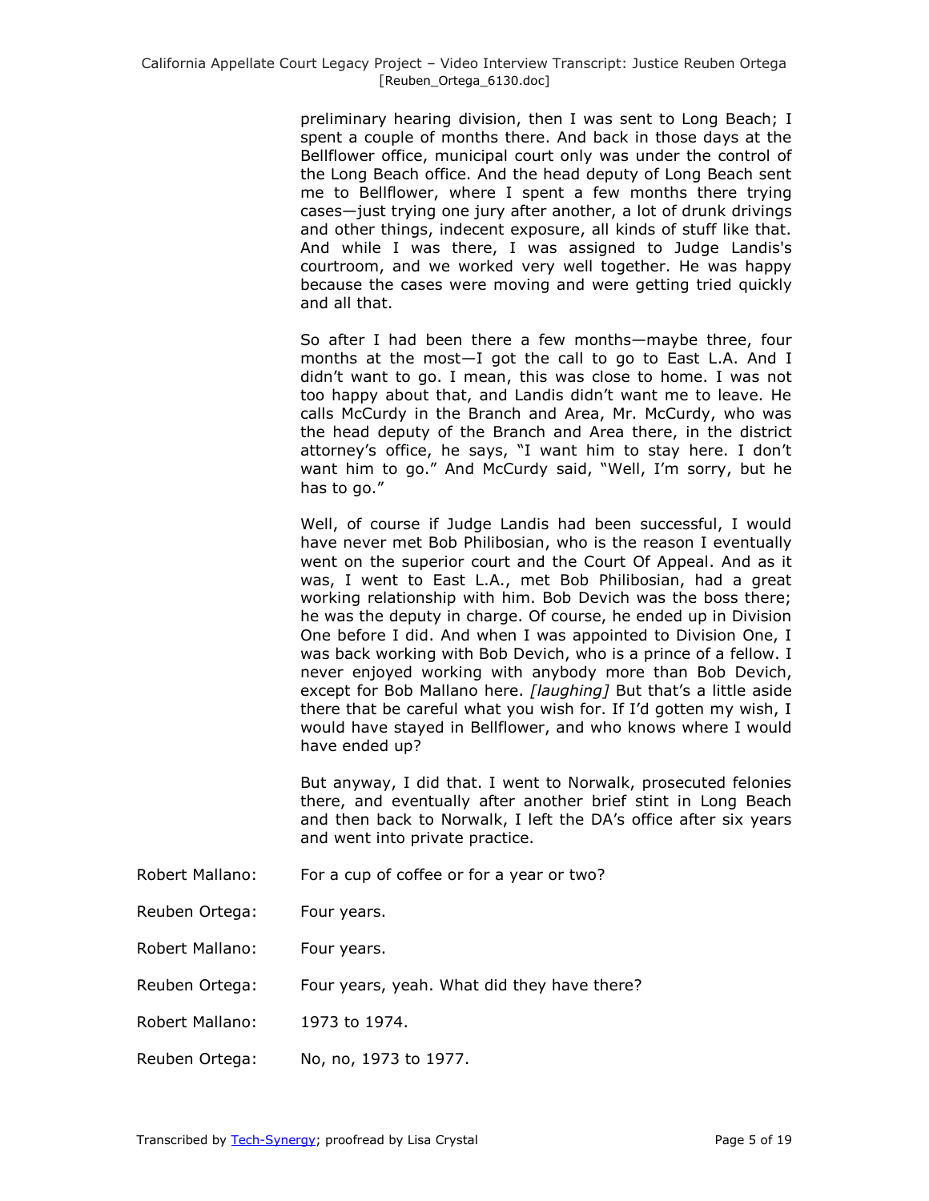preliminary hearing division, then I was sent to Long Beach; I spent a couple of months there. And back in those days at the Bellflower office, municipal court only was under the control of the Long Beach office. And the head deputy of Long Beach sent me to Bellflower, where I spent a few months there trying cases—just trying one jury after another, a lot of drunk drivings and other things, indecent exposure, all kinds of stuff like that. And while I was there, I was assigned to Judge Landis's courtroom, and we worked very well together. He was happy because the cases were moving and were getting tried quickly and all that.

So after I had been there a few months—maybe three, four months at the most—I got the call to go to East L.A. And I didn't want to go. I mean, this was close to home. I was not too happy about that, and Landis didn't want me to leave. He calls McCurdy in the Branch and Area, Mr. McCurdy, who was the head deputy of the Branch and Area there, in the district attorney's office, he says, "I want him to stay here. I don't want him to go." And McCurdy said, "Well, I'm sorry, but he has to go."

Well, of course if Judge Landis had been successful, I would have never met Bob Philibosian, who is the reason I eventually went on the superior court and the Court Of Appeal. And as it was, I went to East L.A., met Bob Philibosian, had a great working relationship with him. Bob Devich was the boss there; he was the deputy in charge. Of course, he ended up in Division One before I did. And when I was appointed to Division One, I was back working with Bob Devich, who is a prince of a fellow. I never enjoyed working with anybody more than Bob Devich, except for Bob Mallano here. *[laughing]* But that's a little aside there that be careful what you wish for. If I'd gotten my wish, I would have stayed in Bellflower, and who knows where I would have ended up?

But anyway, I did that. I went to Norwalk, prosecuted felonies there, and eventually after another brief stint in Long Beach and then back to Norwalk, I left the DA's office after six years and went into private practice.

Robert Mallano: For a cup of coffee or for a year or two?

Reuben Ortega: Four years.

Robert Mallano: Four years.

Reuben Ortega: Four years, yeah. What did they have there?

Robert Mallano: 1973 to 1974.

Reuben Ortega: No, no, 1973 to 1977.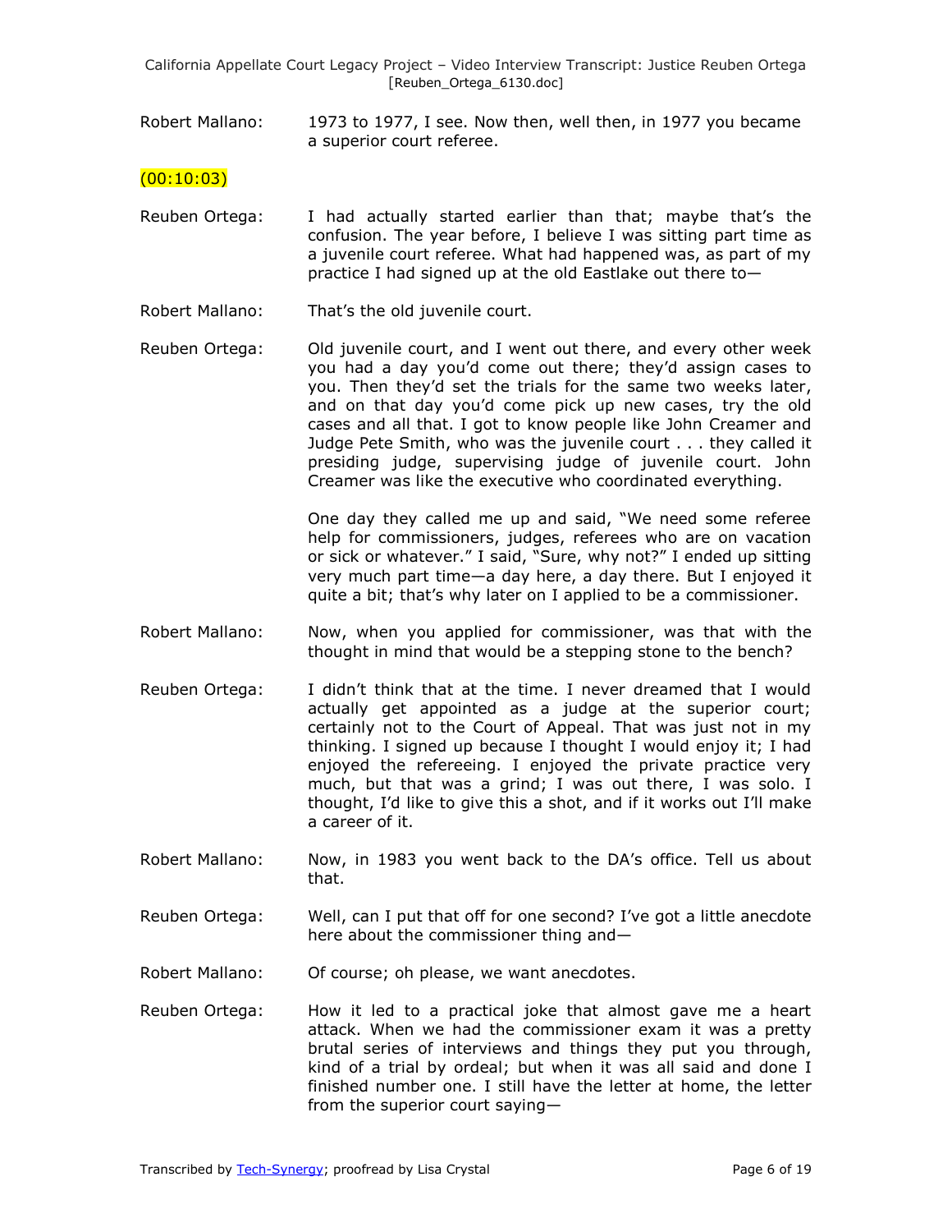Robert Mallano: 1973 to 1977, I see. Now then, well then, in 1977 you became a superior court referee.

(00:10:03)

Reuben Ortega: I had actually started earlier than that; maybe that's the confusion. The year before, I believe I was sitting part time as a juvenile court referee. What had happened was, as part of my practice I had signed up at the old Eastlake out there to—

Robert Mallano: That's the old juvenile court.

Reuben Ortega: Old juvenile court, and I went out there, and every other week you had a day you'd come out there; they'd assign cases to you. Then they'd set the trials for the same two weeks later, and on that day you'd come pick up new cases, try the old cases and all that. I got to know people like John Creamer and Judge Pete Smith, who was the juvenile court . . . they called it presiding judge, supervising judge of juvenile court. John Creamer was like the executive who coordinated everything.

One day they called me up and said, "We need some referee help for commissioners, judges, referees who are on vacation or sick or whatever." I said, "Sure, why not?" I ended up sitting very much part time—a day here, a day there. But I enjoyed it quite a bit; that's why later on I applied to be a commissioner.

Robert Mallano: Now, when you applied for commissioner, was that with the thought in mind that would be a stepping stone to the bench?

Reuben Ortega: I didn't think that at the time. I never dreamed that I would actually get appointed as a judge at the superior court; certainly not to the Court of Appeal. That was just not in my thinking. I signed up because I thought I would enjoy it; I had enjoyed the refereeing. I enjoyed the private practice very much, but that was a grind; I was out there, I was solo. I thought, I'd like to give this a shot, and if it works out I'll make a career of it.

Robert Mallano: Now, in 1983 you went back to the DA's office. Tell us about that.

Reuben Ortega: Well, can I put that off for one second? I've got a little anecdote here about the commissioner thing and—

Robert Mallano: Of course; oh please, we want anecdotes.

Reuben Ortega: How it led to a practical joke that almost gave me a heart attack. When we had the commissioner exam it was a pretty brutal series of interviews and things they put you through, kind of a trial by ordeal; but when it was all said and done I finished number one. I still have the letter at home, the letter from the superior court saying—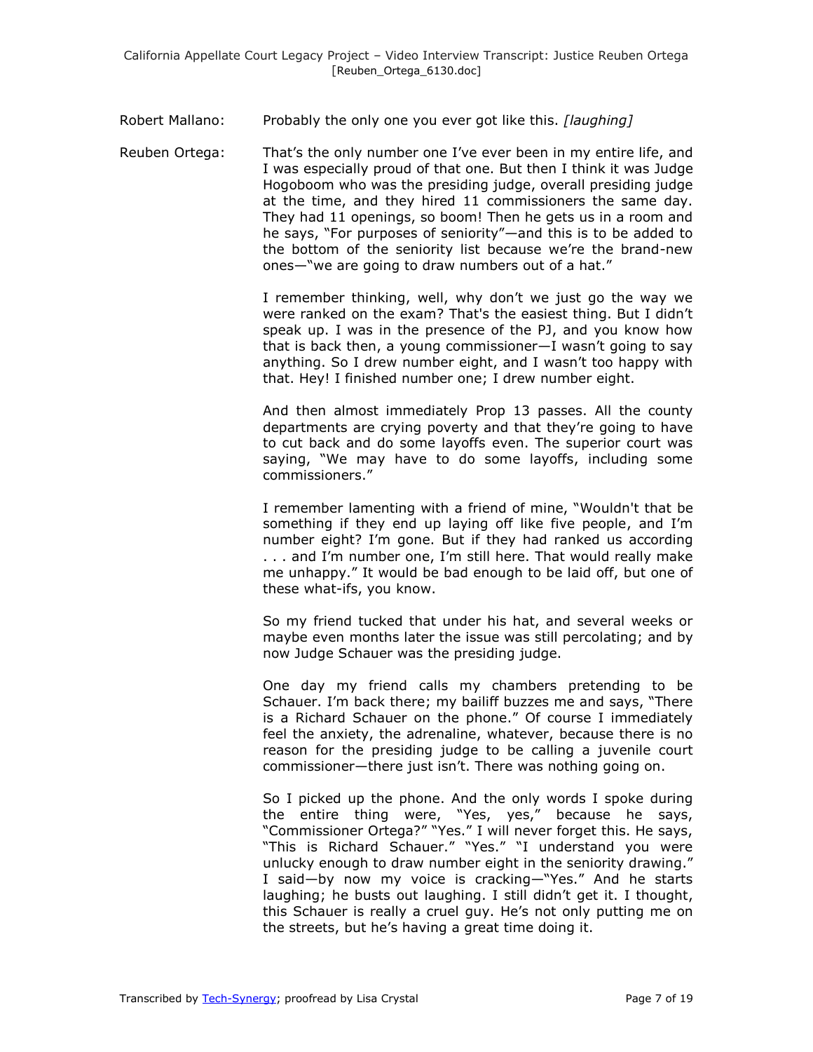Robert Mallano: Probably the only one you ever got like this. *[laughing]*

Reuben Ortega: That's the only number one I've ever been in my entire life, and I was especially proud of that one. But then I think it was Judge Hogoboom who was the presiding judge, overall presiding judge at the time, and they hired 11 commissioners the same day. They had 11 openings, so boom! Then he gets us in a room and he says, "For purposes of seniority"—and this is to be added to the bottom of the seniority list because we're the brand-new ones—"we are going to draw numbers out of a hat."

I remember thinking, well, why don't we just go the way we were ranked on the exam? That's the easiest thing. But I didn't speak up. I was in the presence of the PJ, and you know how that is back then, a young commissioner—I wasn't going to say anything. So I drew number eight, and I wasn't too happy with that. Hey! I finished number one; I drew number eight.

And then almost immediately Prop 13 passes. All the county departments are crying poverty and that they're going to have to cut back and do some layoffs even. The superior court was saying, "We may have to do some layoffs, including some commissioners."

I remember lamenting with a friend of mine, "Wouldn't that be something if they end up laying off like five people, and I'm number eight? I'm gone. But if they had ranked us according . . . and I'm number one, I'm still here. That would really make me unhappy." It would be bad enough to be laid off, but one of these what-ifs, you know.

So my friend tucked that under his hat, and several weeks or maybe even months later the issue was still percolating; and by now Judge Schauer was the presiding judge.

One day my friend calls my chambers pretending to be Schauer. I'm back there; my bailiff buzzes me and says, "There is a Richard Schauer on the phone." Of course I immediately feel the anxiety, the adrenaline, whatever, because there is no reason for the presiding judge to be calling a juvenile court commissioner—there just isn't. There was nothing going on.

So I picked up the phone. And the only words I spoke during the entire thing were, "Yes, yes," because he says, "Commissioner Ortega?" "Yes." I will never forget this. He says, "This is Richard Schauer." "Yes." "I understand you were unlucky enough to draw number eight in the seniority drawing." I said—by now my voice is cracking—"Yes." And he starts laughing; he busts out laughing. I still didn't get it. I thought, this Schauer is really a cruel guy. He's not only putting me on the streets, but he's having a great time doing it.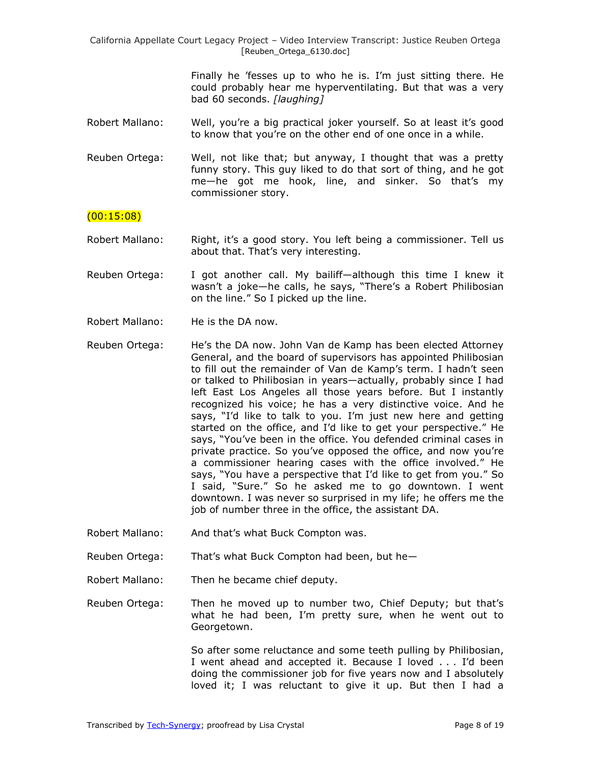Finally he ’fesses up to who he is. I’m just sitting there. He could probably hear me hyperventilating. But that was a very bad 60 seconds. *[laughing]*

Robert Mallano: Well, you’re a big practical joker yourself. So at least it’s good to know that you’re on the other end of one once in a while.

Reuben Ortega: Well, not like that; but anyway, I thought that was a pretty funny story. This guy liked to do that sort of thing, and he got me—he got me hook, line, and sinker. So that’s my commissioner story.

(00:15:08)

Robert Mallano: Right, it’s a good story. You left being a commissioner. Tell us about that. That’s very interesting.

Reuben Ortega: I got another call. My bailiff—although this time I knew it wasn’t a joke—he calls, he says, “There’s a Robert Philibosian on the line.” So I picked up the line.

Robert Mallano: He is the DA now.

Reuben Ortega: He’s the DA now. John Van de Kamp has been elected Attorney General, and the board of supervisors has appointed Philibosian to fill out the remainder of Van de Kamp’s term. I hadn’t seen or talked to Philibosian in years—actually, probably since I had left East Los Angeles all those years before. But I instantly recognized his voice; he has a very distinctive voice. And he says, “I’d like to talk to you. I’m just new here and getting started on the office, and I’d like to get your perspective.” He says, “You’ve been in the office. You defended criminal cases in private practice. So you’ve opposed the office, and now you’re a commissioner hearing cases with the office involved.” He says, “You have a perspective that I’d like to get from you.” So I said, “Sure.” So he asked me to go downtown. I went downtown. I was never so surprised in my life; he offers me the job of number three in the office, the assistant DA.

Robert Mallano: And that’s what Buck Compton was.

Reuben Ortega: That’s what Buck Compton had been, but he—

Robert Mallano: Then he became chief deputy.

Reuben Ortega: Then he moved up to number two, Chief Deputy; but that’s what he had been, I’m pretty sure, when he went out to Georgetown.

So after some reluctance and some teeth pulling by Philibosian, I went ahead and accepted it. Because I loved . . . I’d been doing the commissioner job for five years now and I absolutely loved it; I was reluctant to give it up. But then I had a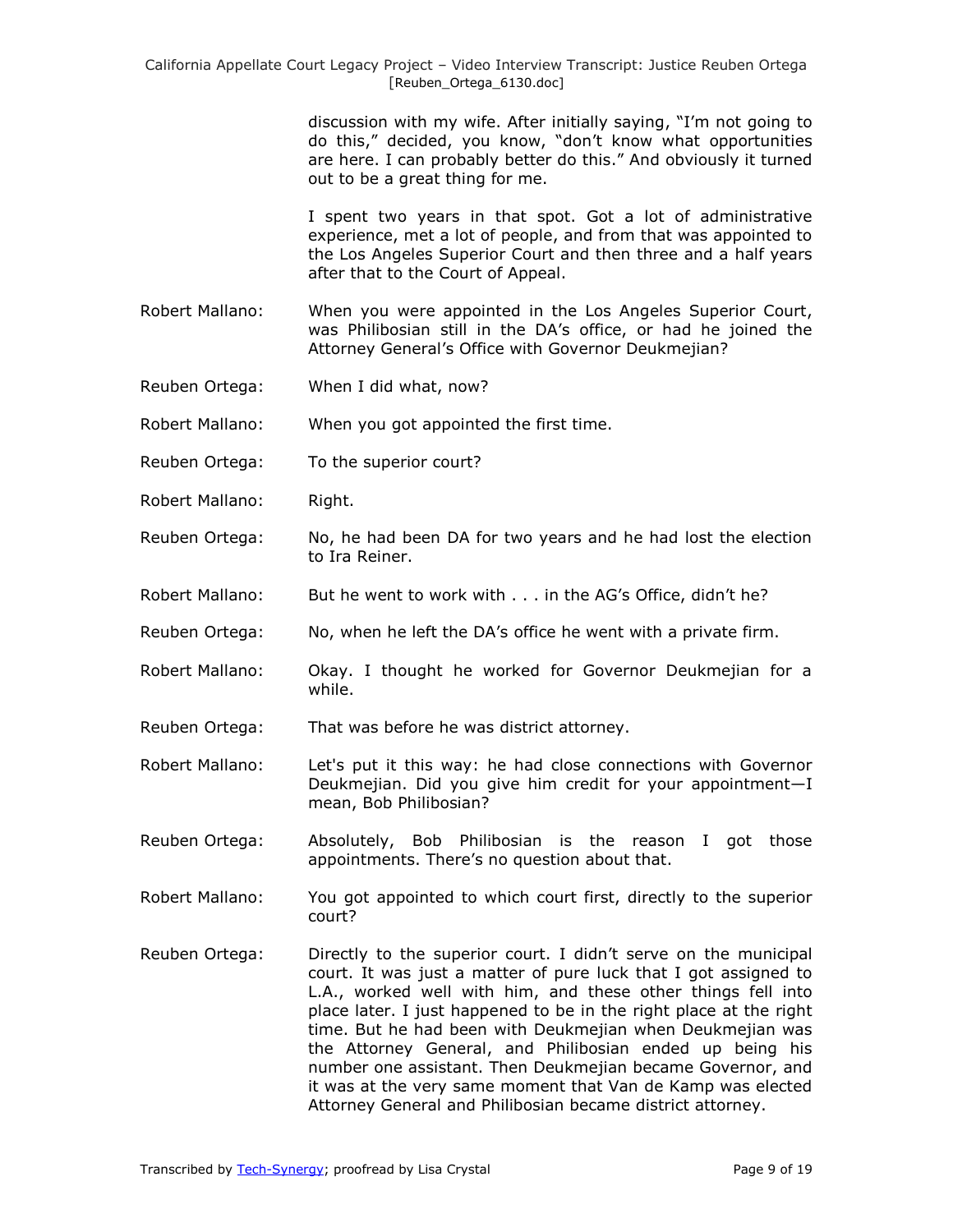discussion with my wife. After initially saying, "I'm not going to do this," decided, you know, "don't know what opportunities are here. I can probably better do this." And obviously it turned out to be a great thing for me.

I spent two years in that spot. Got a lot of administrative experience, met a lot of people, and from that was appointed to the Los Angeles Superior Court and then three and a half years after that to the Court of Appeal.

Robert Mallano: When you were appointed in the Los Angeles Superior Court, was Philibosian still in the DA's office, or had he joined the Attorney General's Office with Governor Deukmejian?

Reuben Ortega: When I did what, now?

Robert Mallano: When you got appointed the first time.

Reuben Ortega: To the superior court?

Robert Mallano: Right.

Reuben Ortega: No, he had been DA for two years and he had lost the election to Ira Reiner.

Robert Mallano: But he went to work with . . . in the AG's Office, didn't he?

Reuben Ortega: No, when he left the DA's office he went with a private firm.

Robert Mallano: Okay. I thought he worked for Governor Deukmejian for a while.

Reuben Ortega: That was before he was district attorney.

Robert Mallano: Let's put it this way: he had close connections with Governor Deukmejian. Did you give him credit for your appointment—I mean, Bob Philibosian?

Reuben Ortega: Absolutely, Bob Philibosian is the reason I got those appointments. There's no question about that.

Robert Mallano: You got appointed to which court first, directly to the superior court?

Reuben Ortega: Directly to the superior court. I didn't serve on the municipal court. It was just a matter of pure luck that I got assigned to L.A., worked well with him, and these other things fell into place later. I just happened to be in the right place at the right time. But he had been with Deukmejian when Deukmejian was the Attorney General, and Philibosian ended up being his number one assistant. Then Deukmejian became Governor, and it was at the very same moment that Van de Kamp was elected Attorney General and Philibosian became district attorney.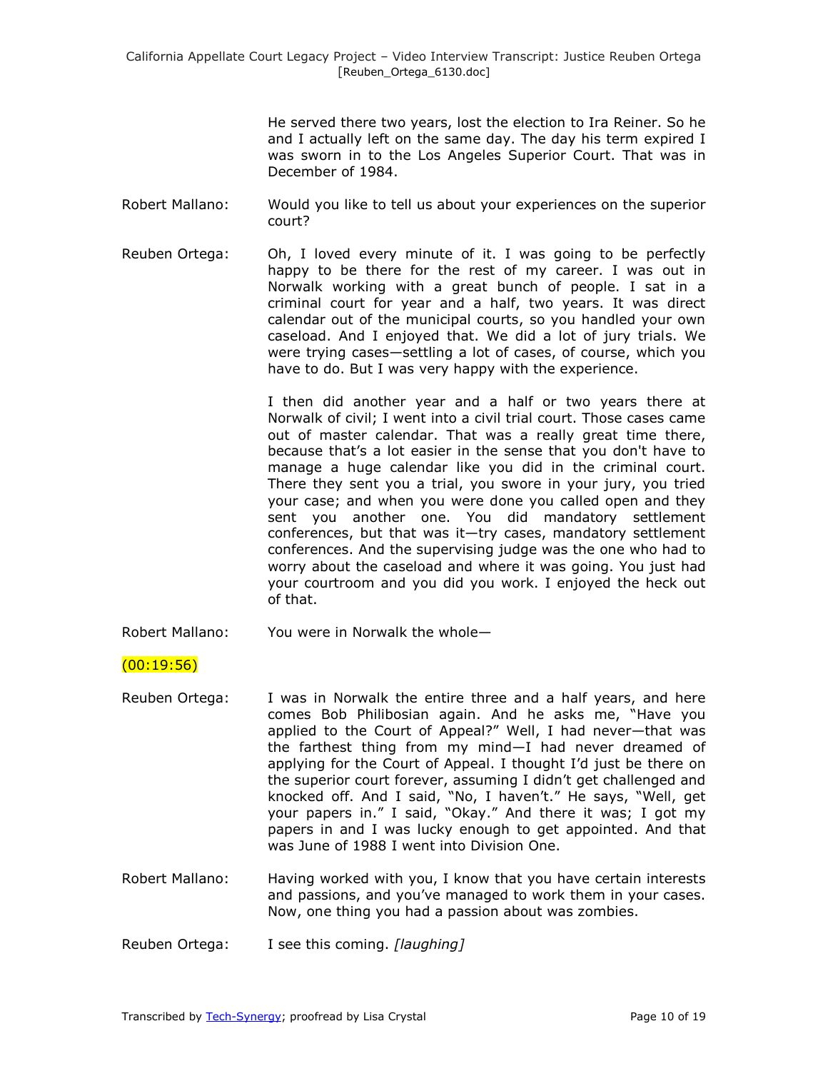He served there two years, lost the election to Ira Reiner. So he and I actually left on the same day. The day his term expired I was sworn in to the Los Angeles Superior Court. That was in December of 1984.

Robert Mallano: Would you like to tell us about your experiences on the superior court?

Reuben Ortega: Oh, I loved every minute of it. I was going to be perfectly happy to be there for the rest of my career. I was out in Norwalk working with a great bunch of people. I sat in a criminal court for year and a half, two years. It was direct calendar out of the municipal courts, so you handled your own caseload. And I enjoyed that. We did a lot of jury trials. We were trying cases—settling a lot of cases, of course, which you have to do. But I was very happy with the experience.

I then did another year and a half or two years there at Norwalk of civil; I went into a civil trial court. Those cases came out of master calendar. That was a really great time there, because that's a lot easier in the sense that you don't have to manage a huge calendar like you did in the criminal court. There they sent you a trial, you swore in your jury, you tried your case; and when you were done you called open and they sent you another one. You did mandatory settlement conferences, but that was it—try cases, mandatory settlement conferences. And the supervising judge was the one who had to worry about the caseload and where it was going. You just had your courtroom and you did you work. I enjoyed the heck out of that.

Robert Mallano: You were in Norwalk the whole—

(00:19:56)

Reuben Ortega: I was in Norwalk the entire three and a half years, and here comes Bob Philibosian again. And he asks me, "Have you applied to the Court of Appeal?" Well, I had never—that was the farthest thing from my mind—I had never dreamed of applying for the Court of Appeal. I thought I'd just be there on the superior court forever, assuming I didn't get challenged and knocked off. And I said, "No, I haven't." He says, "Well, get your papers in." I said, "Okay." And there it was; I got my papers in and I was lucky enough to get appointed. And that was June of 1988 I went into Division One.

Robert Mallano: Having worked with you, I know that you have certain interests and passions, and you've managed to work them in your cases. Now, one thing you had a passion about was zombies.

Reuben Ortega: I see this coming. *[laughing]*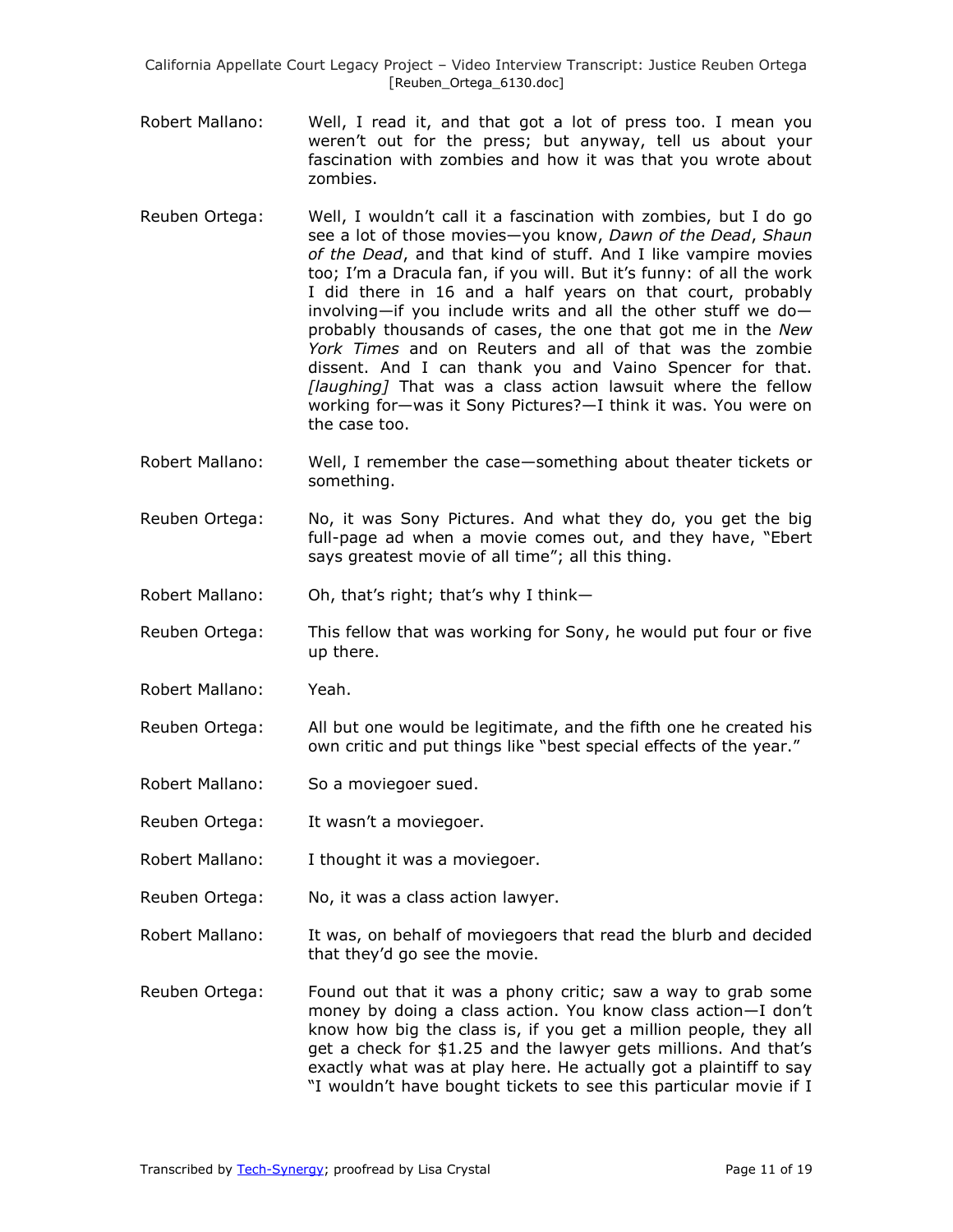Robert Mallano: Well, I read it, and that got a lot of press too. I mean you weren't out for the press; but anyway, tell us about your fascination with zombies and how it was that you wrote about zombies.

Reuben Ortega: Well, I wouldn't call it a fascination with zombies, but I do go see a lot of those movies—you know, *Dawn of the Dead*, *Shaun of the Dead*, and that kind of stuff. And I like vampire movies too; I'm a Dracula fan, if you will. But it's funny: of all the work I did there in 16 and a half years on that court, probably involving—if you include writs and all the other stuff we do—probably thousands of cases, the one that got me in the *New York Times* and on Reuters and all of that was the zombie dissent. And I can thank you and Vaino Spencer for that. *[laughing]* That was a class action lawsuit where the fellow working for—was it Sony Pictures?—I think it was. You were on the case too.

Robert Mallano: Well, I remember the case—something about theater tickets or something.

Reuben Ortega: No, it was Sony Pictures. And what they do, you get the big full-page ad when a movie comes out, and they have, "Ebert says greatest movie of all time"; all this thing.

Robert Mallano: Oh, that's right; that's why I think—

Reuben Ortega: This fellow that was working for Sony, he would put four or five up there.

Robert Mallano: Yeah.

Reuben Ortega: All but one would be legitimate, and the fifth one he created his own critic and put things like "best special effects of the year."

Robert Mallano: So a moviegoer sued.

Reuben Ortega: It wasn't a moviegoer.

Robert Mallano: I thought it was a moviegoer.

Reuben Ortega: No, it was a class action lawyer.

Robert Mallano: It was, on behalf of moviegoers that read the blurb and decided that they'd go see the movie.

Reuben Ortega: Found out that it was a phony critic; saw a way to grab some money by doing a class action. You know class action—I don't know how big the class is, if you get a million people, they all get a check for $1.25 and the lawyer gets millions. And that's exactly what was at play here. He actually got a plaintiff to say "I wouldn't have bought tickets to see this particular movie if I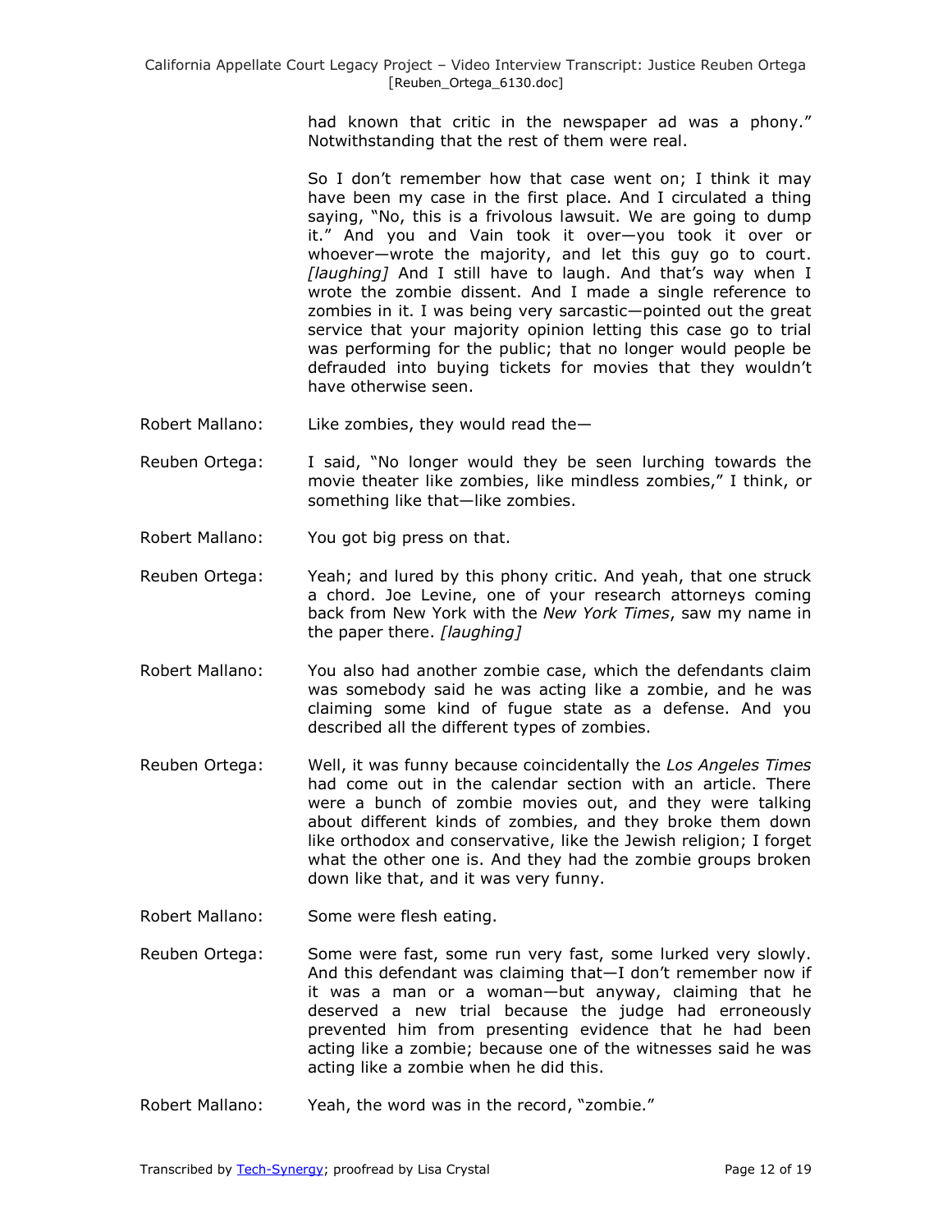had known that critic in the newspaper ad was a phony." Notwithstanding that the rest of them were real.

So I don't remember how that case went on; I think it may have been my case in the first place. And I circulated a thing saying, "No, this is a frivolous lawsuit. We are going to dump it." And you and Vain took it over—you took it over or whoever—wrote the majority, and let this guy go to court. *[laughing]* And I still have to laugh. And that's way when I wrote the zombie dissent. And I made a single reference to zombies in it. I was being very sarcastic—pointed out the great service that your majority opinion letting this case go to trial was performing for the public; that no longer would people be defrauded into buying tickets for movies that they wouldn't have otherwise seen.

Robert Mallano: Like zombies, they would read the—

Reuben Ortega: I said, "No longer would they be seen lurching towards the movie theater like zombies, like mindless zombies," I think, or something like that—like zombies.

Robert Mallano: You got big press on that.

Reuben Ortega: Yeah; and lured by this phony critic. And yeah, that one struck a chord. Joe Levine, one of your research attorneys coming back from New York with the *New York Times*, saw my name in the paper there. *[laughing]*

Robert Mallano: You also had another zombie case, which the defendants claim was somebody said he was acting like a zombie, and he was claiming some kind of fugue state as a defense. And you described all the different types of zombies.

Reuben Ortega: Well, it was funny because coincidentally the *Los Angeles Times* had come out in the calendar section with an article. There were a bunch of zombie movies out, and they were talking about different kinds of zombies, and they broke them down like orthodox and conservative, like the Jewish religion; I forget what the other one is. And they had the zombie groups broken down like that, and it was very funny.

Robert Mallano: Some were flesh eating.

Reuben Ortega: Some were fast, some run very fast, some lurked very slowly. And this defendant was claiming that—I don't remember now if it was a man or a woman—but anyway, claiming that he deserved a new trial because the judge had erroneously prevented him from presenting evidence that he had been acting like a zombie; because one of the witnesses said he was acting like a zombie when he did this.

Robert Mallano: Yeah, the word was in the record, "zombie."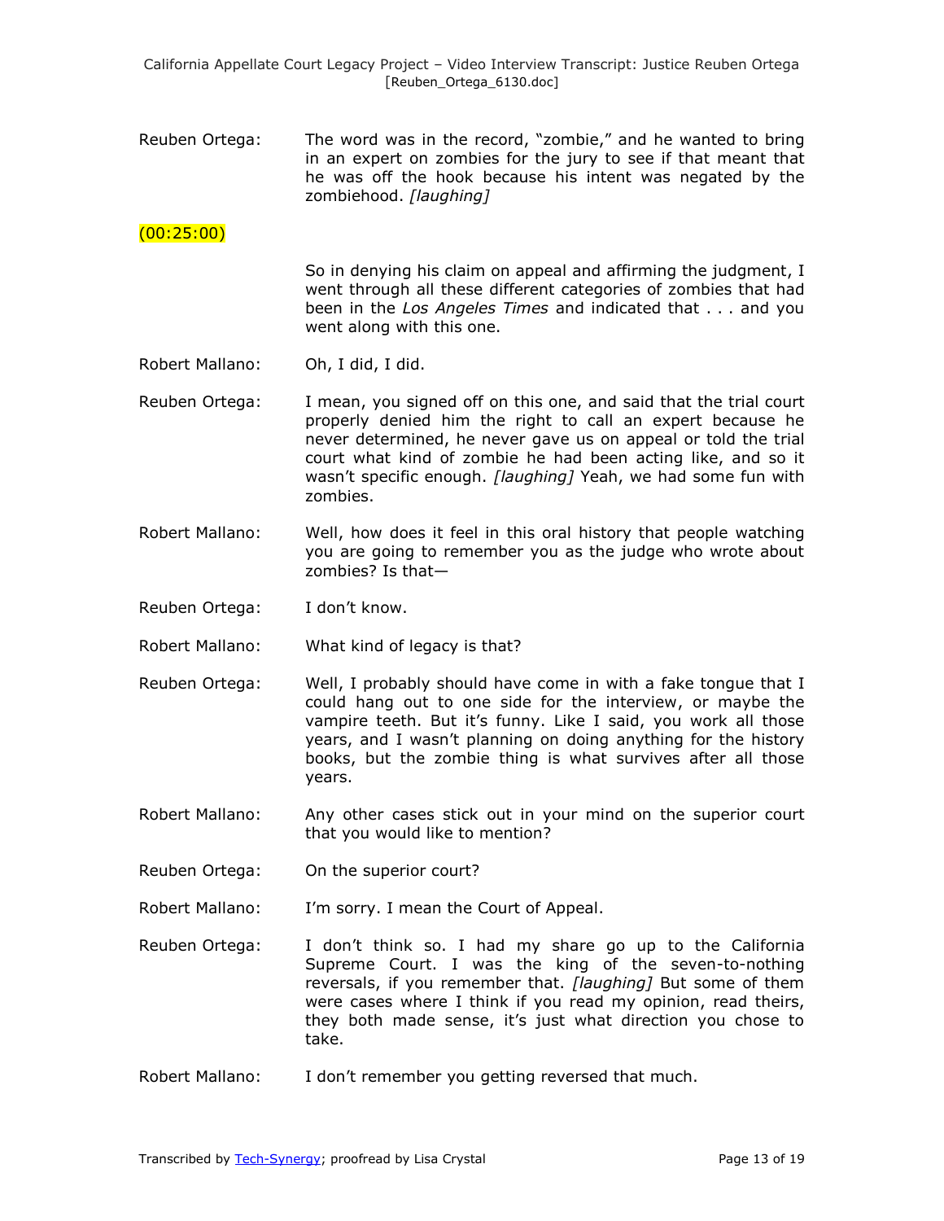Reuben Ortega: The word was in the record, "zombie," and he wanted to bring in an expert on zombies for the jury to see if that meant that he was off the hook because his intent was negated by the zombiehood. *[laughing]*

(00:25:00)

So in denying his claim on appeal and affirming the judgment, I went through all these different categories of zombies that had been in the *Los Angeles Times* and indicated that . . . and you went along with this one.

Robert Mallano: Oh, I did, I did.

Reuben Ortega: I mean, you signed off on this one, and said that the trial court properly denied him the right to call an expert because he never determined, he never gave us on appeal or told the trial court what kind of zombie he had been acting like, and so it wasn't specific enough. *[laughing]* Yeah, we had some fun with zombies.

Robert Mallano: Well, how does it feel in this oral history that people watching you are going to remember you as the judge who wrote about zombies? Is that—

Reuben Ortega: I don't know.

Robert Mallano: What kind of legacy is that?

Reuben Ortega: Well, I probably should have come in with a fake tongue that I could hang out to one side for the interview, or maybe the vampire teeth. But it's funny. Like I said, you work all those years, and I wasn't planning on doing anything for the history books, but the zombie thing is what survives after all those years.

Robert Mallano: Any other cases stick out in your mind on the superior court that you would like to mention?

Reuben Ortega: On the superior court?

Robert Mallano: I'm sorry. I mean the Court of Appeal.

Reuben Ortega: I don't think so. I had my share go up to the California Supreme Court. I was the king of the seven-to-nothing reversals, if you remember that. *[laughing]* But some of them were cases where I think if you read my opinion, read theirs, they both made sense, it's just what direction you chose to take.

Robert Mallano: I don't remember you getting reversed that much.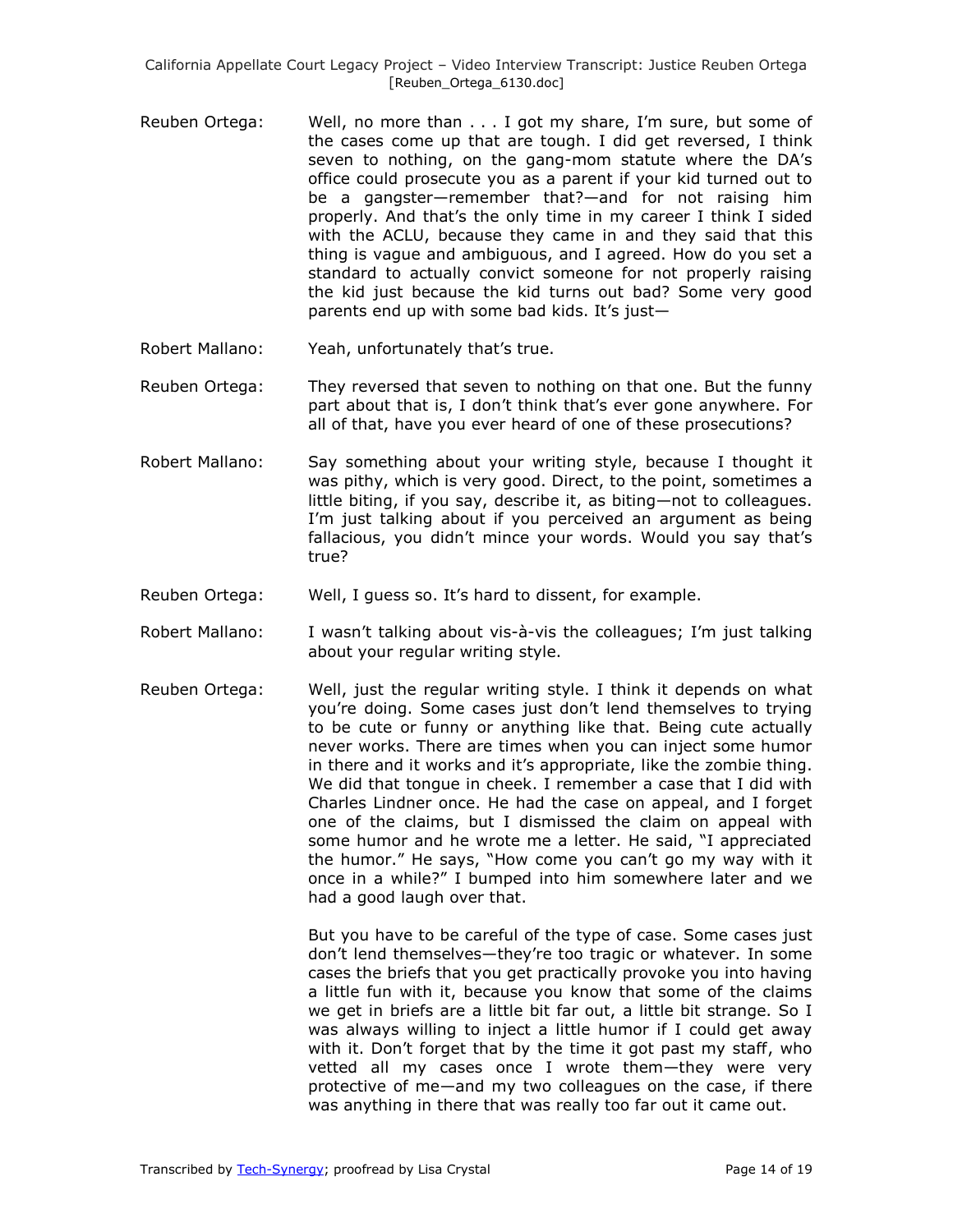Reuben Ortega: Well, no more than . . . I got my share, I'm sure, but some of the cases come up that are tough. I did get reversed, I think seven to nothing, on the gang-mom statute where the DA's office could prosecute you as a parent if your kid turned out to be a gangster—remember that?—and for not raising him properly. And that's the only time in my career I think I sided with the ACLU, because they came in and they said that this thing is vague and ambiguous, and I agreed. How do you set a standard to actually convict someone for not properly raising the kid just because the kid turns out bad? Some very good parents end up with some bad kids. It's just—

Robert Mallano: Yeah, unfortunately that's true.

Reuben Ortega: They reversed that seven to nothing on that one. But the funny part about that is, I don't think that's ever gone anywhere. For all of that, have you ever heard of one of these prosecutions?

Robert Mallano: Say something about your writing style, because I thought it was pithy, which is very good. Direct, to the point, sometimes a little biting, if you say, describe it, as biting—not to colleagues. I'm just talking about if you perceived an argument as being fallacious, you didn't mince your words. Would you say that's true?

Reuben Ortega: Well, I guess so. It's hard to dissent, for example.

Robert Mallano: I wasn't talking about vis-à-vis the colleagues; I'm just talking about your regular writing style.

Reuben Ortega: Well, just the regular writing style. I think it depends on what you're doing. Some cases just don't lend themselves to trying to be cute or funny or anything like that. Being cute actually never works. There are times when you can inject some humor in there and it works and it's appropriate, like the zombie thing. We did that tongue in cheek. I remember a case that I did with Charles Lindner once. He had the case on appeal, and I forget one of the claims, but I dismissed the claim on appeal with some humor and he wrote me a letter. He said, "I appreciated the humor." He says, "How come you can't go my way with it once in a while?" I bumped into him somewhere later and we had a good laugh over that.

But you have to be careful of the type of case. Some cases just don't lend themselves—they're too tragic or whatever. In some cases the briefs that you get practically provoke you into having a little fun with it, because you know that some of the claims we get in briefs are a little bit far out, a little bit strange. So I was always willing to inject a little humor if I could get away with it. Don't forget that by the time it got past my staff, who vetted all my cases once I wrote them—they were very protective of me—and my two colleagues on the case, if there was anything in there that was really too far out it came out.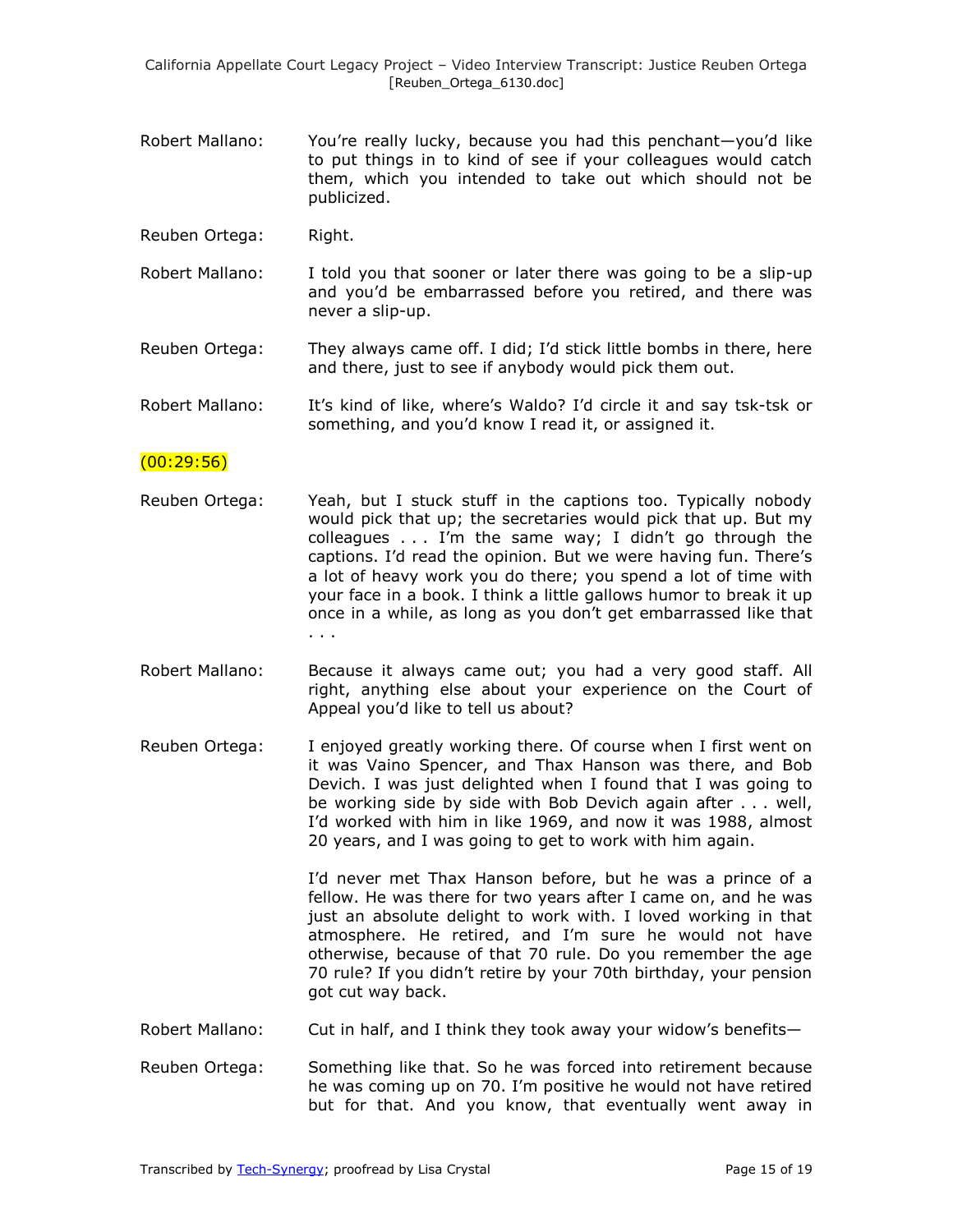Robert Mallano: You're really lucky, because you had this penchant—you'd like to put things in to kind of see if your colleagues would catch them, which you intended to take out which should not be publicized.

Reuben Ortega: Right.

Robert Mallano: I told you that sooner or later there was going to be a slip-up and you'd be embarrassed before you retired, and there was never a slip-up.

Reuben Ortega: They always came off. I did; I'd stick little bombs in there, here and there, just to see if anybody would pick them out.

Robert Mallano: It's kind of like, where's Waldo? I'd circle it and say tsk-tsk or something, and you'd know I read it, or assigned it.

(00:29:56)

Reuben Ortega: Yeah, but I stuck stuff in the captions too. Typically nobody would pick that up; the secretaries would pick that up. But my colleagues . . . I'm the same way; I didn't go through the captions. I'd read the opinion. But we were having fun. There's a lot of heavy work you do there; you spend a lot of time with your face in a book. I think a little gallows humor to break it up once in a while, as long as you don't get embarrassed like that . . .

Robert Mallano: Because it always came out; you had a very good staff. All right, anything else about your experience on the Court of Appeal you'd like to tell us about?

Reuben Ortega: I enjoyed greatly working there. Of course when I first went on it was Vaino Spencer, and Thax Hanson was there, and Bob Devich. I was just delighted when I found that I was going to be working side by side with Bob Devich again after . . . well, I'd worked with him in like 1969, and now it was 1988, almost 20 years, and I was going to get to work with him again.

I'd never met Thax Hanson before, but he was a prince of a fellow. He was there for two years after I came on, and he was just an absolute delight to work with. I loved working in that atmosphere. He retired, and I'm sure he would not have otherwise, because of that 70 rule. Do you remember the age 70 rule? If you didn't retire by your 70th birthday, your pension got cut way back.

Robert Mallano: Cut in half, and I think they took away your widow's benefits—

Reuben Ortega: Something like that. So he was forced into retirement because he was coming up on 70. I'm positive he would not have retired but for that. And you know, that eventually went away in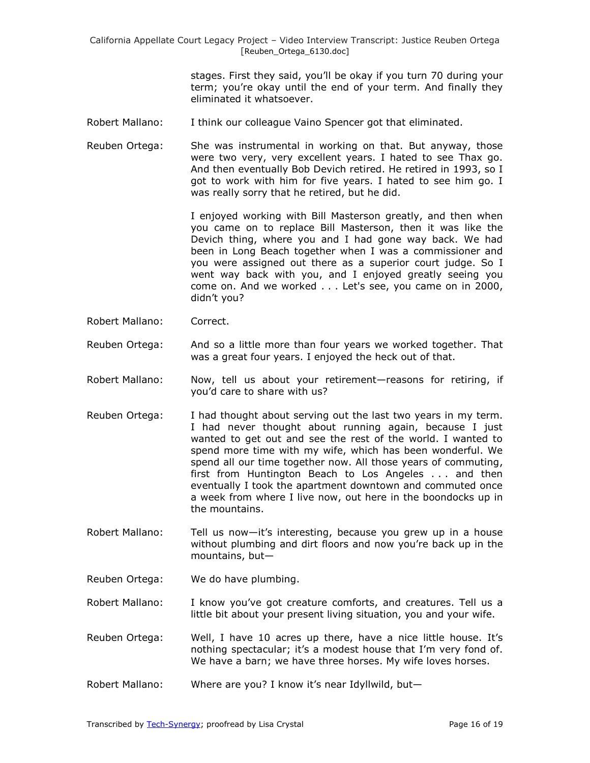stages. First they said, you'll be okay if you turn 70 during your term; you're okay until the end of your term. And finally they eliminated it whatsoever.

Robert Mallano: I think our colleague Vaino Spencer got that eliminated.

Reuben Ortega: She was instrumental in working on that. But anyway, those were two very, very excellent years. I hated to see Thax go. And then eventually Bob Devich retired. He retired in 1993, so I got to work with him for five years. I hated to see him go. I was really sorry that he retired, but he did.

I enjoyed working with Bill Masterson greatly, and then when you came on to replace Bill Masterson, then it was like the Devich thing, where you and I had gone way back. We had been in Long Beach together when I was a commissioner and you were assigned out there as a superior court judge. So I went way back with you, and I enjoyed greatly seeing you come on. And we worked . . . Let's see, you came on in 2000, didn't you?

Robert Mallano: Correct.

Reuben Ortega: And so a little more than four years we worked together. That was a great four years. I enjoyed the heck out of that.

Robert Mallano: Now, tell us about your retirement—reasons for retiring, if you'd care to share with us?

Reuben Ortega: I had thought about serving out the last two years in my term. I had never thought about running again, because I just wanted to get out and see the rest of the world. I wanted to spend more time with my wife, which has been wonderful. We spend all our time together now. All those years of commuting, first from Huntington Beach to Los Angeles . . . and then eventually I took the apartment downtown and commuted once a week from where I live now, out here in the boondocks up in the mountains.

Robert Mallano: Tell us now—it's interesting, because you grew up in a house without plumbing and dirt floors and now you're back up in the mountains, but—

Reuben Ortega: We do have plumbing.

Robert Mallano: I know you've got creature comforts, and creatures. Tell us a little bit about your present living situation, you and your wife.

Reuben Ortega: Well, I have 10 acres up there, have a nice little house. It's nothing spectacular; it's a modest house that I'm very fond of. We have a barn; we have three horses. My wife loves horses.

Robert Mallano: Where are you? I know it's near Idyllwild, but—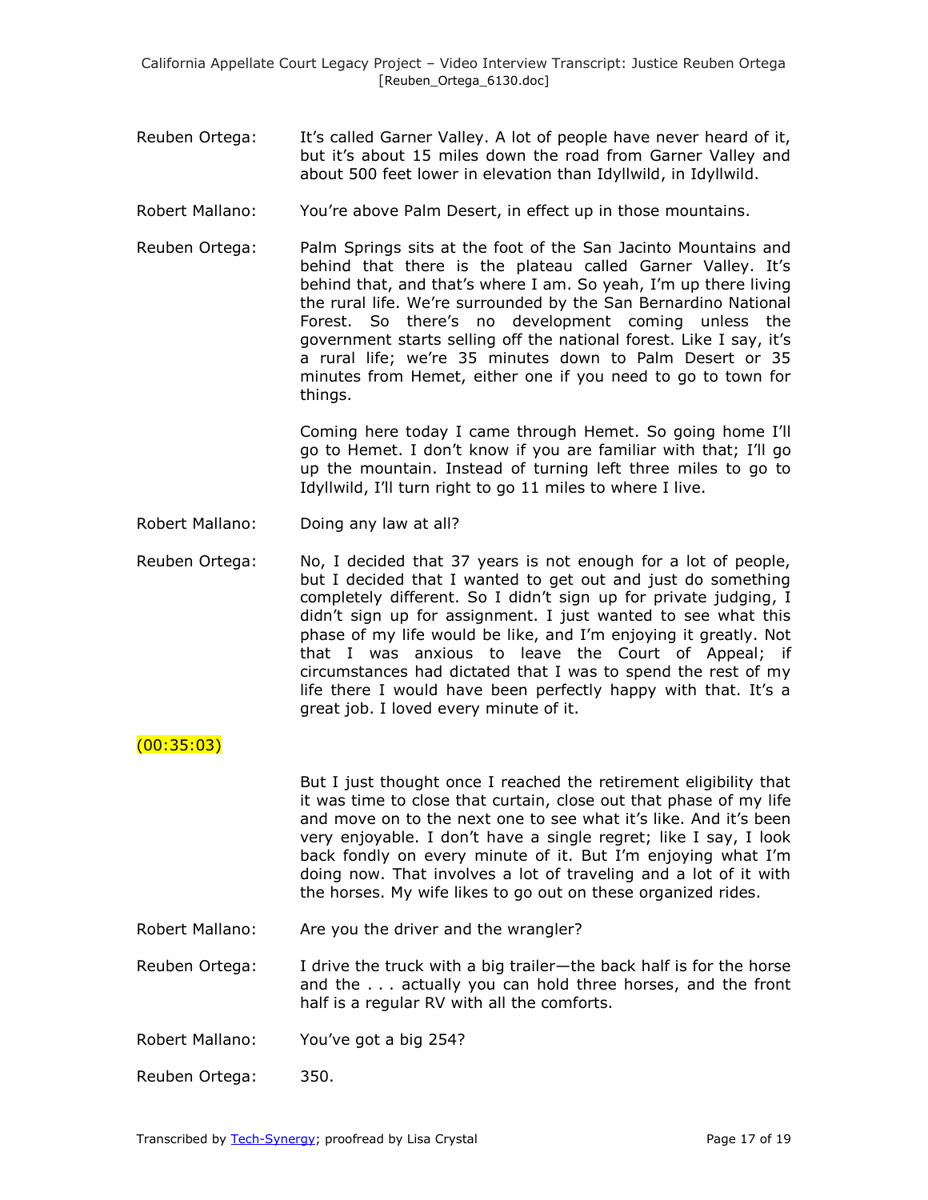Reuben Ortega: It's called Garner Valley. A lot of people have never heard of it, but it's about 15 miles down the road from Garner Valley and about 500 feet lower in elevation than Idyllwild, in Idyllwild.

Robert Mallano: You're above Palm Desert, in effect up in those mountains.

Reuben Ortega: Palm Springs sits at the foot of the San Jacinto Mountains and behind that there is the plateau called Garner Valley. It's behind that, and that's where I am. So yeah, I'm up there living the rural life. We're surrounded by the San Bernardino National Forest. So there's no development coming unless the government starts selling off the national forest. Like I say, it's a rural life; we're 35 minutes down to Palm Desert or 35 minutes from Hemet, either one if you need to go to town for things.

Coming here today I came through Hemet. So going home I'll go to Hemet. I don't know if you are familiar with that; I'll go up the mountain. Instead of turning left three miles to go to Idyllwild, I'll turn right to go 11 miles to where I live.

Robert Mallano: Doing any law at all?

Reuben Ortega: No, I decided that 37 years is not enough for a lot of people, but I decided that I wanted to get out and just do something completely different. So I didn't sign up for private judging, I didn't sign up for assignment. I just wanted to see what this phase of my life would be like, and I'm enjoying it greatly. Not that I was anxious to leave the Court of Appeal; if circumstances had dictated that I was to spend the rest of my life there I would have been perfectly happy with that. It's a great job. I loved every minute of it.

(00:35:03)

But I just thought once I reached the retirement eligibility that it was time to close that curtain, close out that phase of my life and move on to the next one to see what it's like. And it's been very enjoyable. I don't have a single regret; like I say, I look back fondly on every minute of it. But I'm enjoying what I'm doing now. That involves a lot of traveling and a lot of it with the horses. My wife likes to go out on these organized rides.

Robert Mallano: Are you the driver and the wrangler?

Reuben Ortega: I drive the truck with a big trailer—the back half is for the horse and the . . . actually you can hold three horses, and the front half is a regular RV with all the comforts.

Robert Mallano: You've got a big 254?

Reuben Ortega: 350.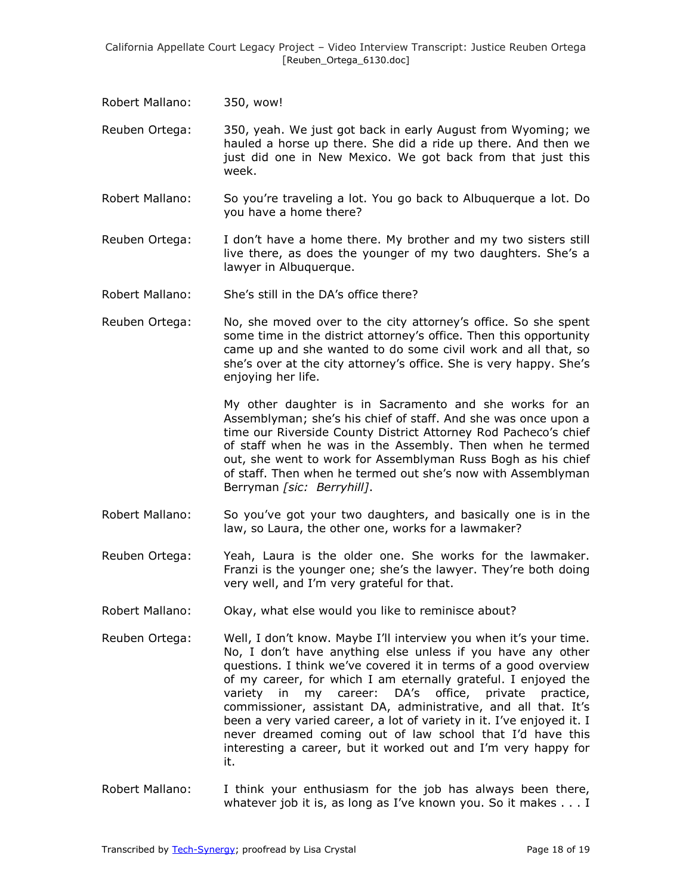Robert Mallano: 350, wow!

Reuben Ortega: 350, yeah. We just got back in early August from Wyoming; we hauled a horse up there. She did a ride up there. And then we just did one in New Mexico. We got back from that just this week.

Robert Mallano: So you're traveling a lot. You go back to Albuquerque a lot. Do you have a home there?

Reuben Ortega: I don't have a home there. My brother and my two sisters still live there, as does the younger of my two daughters. She's a lawyer in Albuquerque.

Robert Mallano: She's still in the DA's office there?

Reuben Ortega: No, she moved over to the city attorney's office. So she spent some time in the district attorney's office. Then this opportunity came up and she wanted to do some civil work and all that, so she's over at the city attorney's office. She is very happy. She's enjoying her life.

My other daughter is in Sacramento and she works for an Assemblyman; she's his chief of staff. And she was once upon a time our Riverside County District Attorney Rod Pacheco's chief of staff when he was in the Assembly. Then when he termed out, she went to work for Assemblyman Russ Bogh as his chief of staff. Then when he termed out she's now with Assemblyman Berryman *[sic: Berryhill]*.

Robert Mallano: So you've got your two daughters, and basically one is in the law, so Laura, the other one, works for a lawmaker?

Reuben Ortega: Yeah, Laura is the older one. She works for the lawmaker. Franzi is the younger one; she's the lawyer. They're both doing very well, and I'm very grateful for that.

Robert Mallano: Okay, what else would you like to reminisce about?

Reuben Ortega: Well, I don't know. Maybe I'll interview you when it's your time. No, I don't have anything else unless if you have any other questions. I think we've covered it in terms of a good overview of my career, for which I am eternally grateful. I enjoyed the variety in my career: DA's office, private practice, commissioner, assistant DA, administrative, and all that. It's been a very varied career, a lot of variety in it. I've enjoyed it. I never dreamed coming out of law school that I'd have this interesting a career, but it worked out and I'm very happy for it.

Robert Mallano: I think your enthusiasm for the job has always been there, whatever job it is, as long as I've known you. So it makes . . . I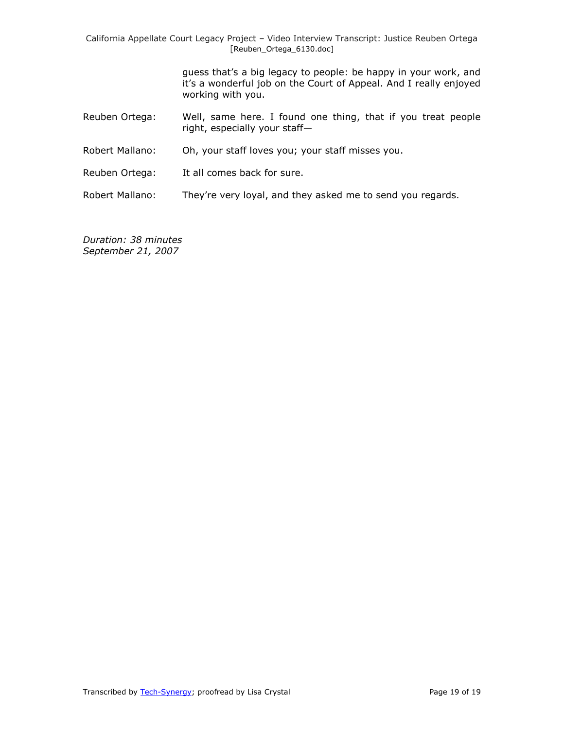guess that's a big legacy to people: be happy in your work, and it's a wonderful job on the Court of Appeal. And I really enjoyed working with you.

Reuben Ortega: Well, same here. I found one thing, that if you treat people right, especially your staff—

Robert Mallano: Oh, your staff loves you; your staff misses you.

Reuben Ortega: It all comes back for sure.

Robert Mallano: They're very loyal, and they asked me to send you regards.

*Duration: 38 minutes*
*September 21, 2007*